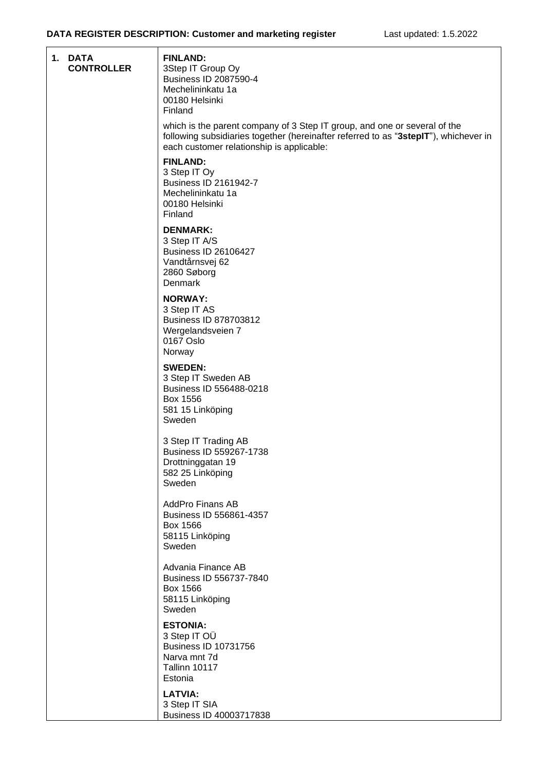**DATA REGISTER DESCRIPTION: Customer and marketing register** Last updated: 1.5.2022

| | |
|---|---|
| **1. DATA CONTROLLER** | **FINLAND:**<br>3Step IT Group Oy<br>Business ID 2087590-4<br>Mechelininkatu 1a<br>00180 Helsinki<br>Finland<br><br>which is the parent company of 3 Step IT group, and one or several of the following subsidiaries together (hereinafter referred to as "**3stepIT**"), whichever in each customer relationship is applicable:<br><br>**FINLAND:**<br>3 Step IT Oy<br>Business ID 2161942-7<br>Mechelininkatu 1a<br>00180 Helsinki<br>Finland<br><br>**DENMARK:**<br>3 Step IT A/S<br>Business ID 26106427<br>Vandtårnsvej 62<br>2860 Søborg<br>Denmark<br><br>**NORWAY:**<br>3 Step IT AS<br>Business ID 878703812<br>Wergelandsveien 7<br>0167 Oslo<br>Norway<br><br>**SWEDEN:**<br>3 Step IT Sweden AB<br>Business ID 556488-0218<br>Box 1556<br>581 15 Linköping<br>Sweden<br><br>3 Step IT Trading AB<br>Business ID 559267-1738<br>Drottninggatan 19<br>582 25 Linköping<br>Sweden<br><br>AddPro Finans AB<br>Business ID 556861-4357<br>Box 1566<br>58115 Linköping<br>Sweden<br><br>Advania Finance AB<br>Business ID 556737-7840<br>Box 1566<br>58115 Linköping<br>Sweden<br><br>**ESTONIA:**<br>3 Step IT OÜ<br>Business ID 10731756<br>Narva mnt 7d<br>Tallinn 10117<br>Estonia<br><br>**LATVIA:**<br>3 Step IT SIA<br>Business ID 40003717838 |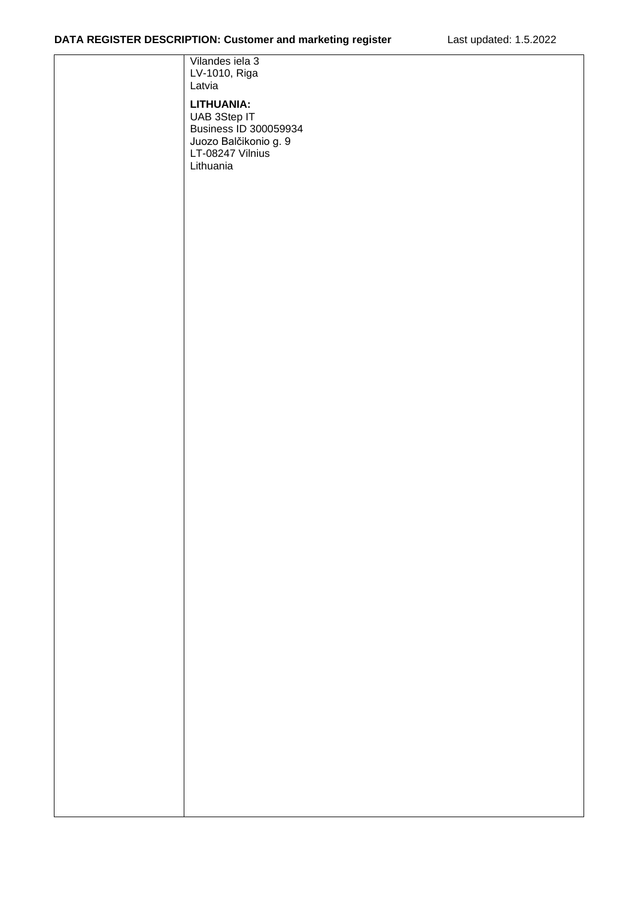| | |
|---|---|
| | Vilandes iela 3<br>LV-1010, Riga<br>Latvia<br><br>**LITHUANIA:**<br>UAB 3Step IT<br>Business ID 300059934<br>Juozo Balčikonio g. 9<br>LT-08247 Vilnius<br>Lithuania |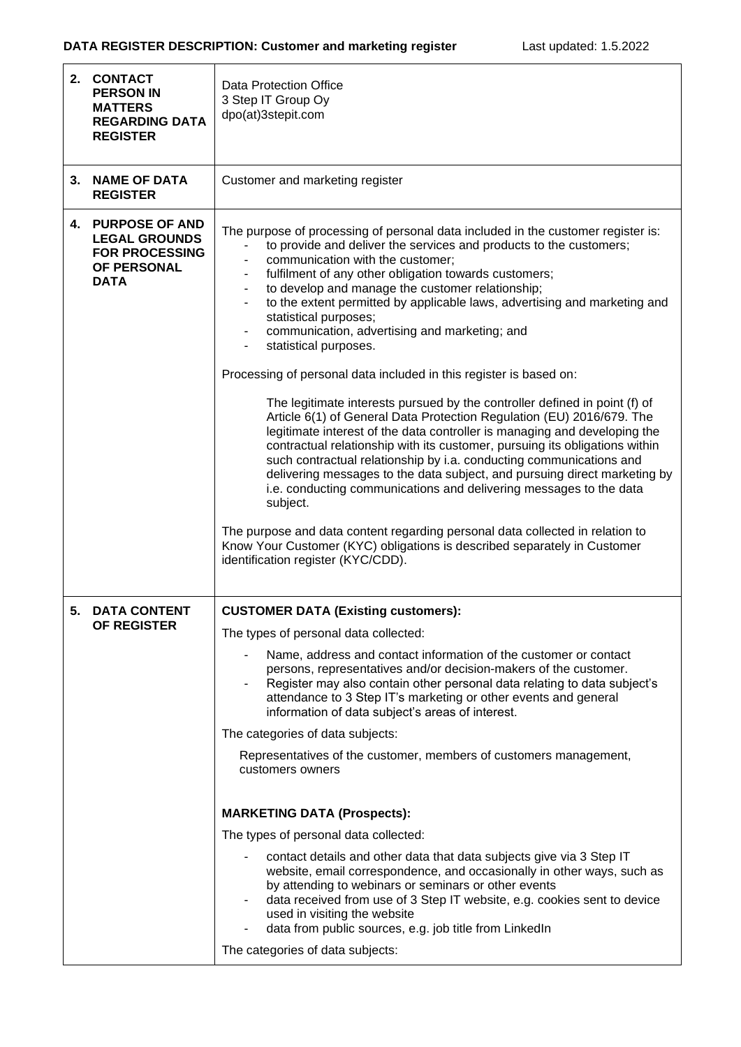**DATA REGISTER DESCRIPTION: Customer and marketing register** Last updated: 1.5.2022

| | |
|---|---|
| **2. CONTACT PERSON IN MATTERS REGARDING DATA REGISTER** | Data Protection Office<br>3 Step IT Group Oy<br>dpo(at)3stepit.com |
| **3. NAME OF DATA REGISTER** | Customer and marketing register |
| **4. PURPOSE OF AND LEGAL GROUNDS FOR PROCESSING OF PERSONAL DATA** | The purpose of processing of personal data included in the customer register is:<br>- to provide and deliver the services and products to the customers;<br>- communication with the customer;<br>- fulfilment of any other obligation towards customers;<br>- to develop and manage the customer relationship;<br>- to the extent permitted by applicable laws, advertising and marketing and statistical purposes;<br>- communication, advertising and marketing; and<br>- statistical purposes.<br><br>Processing of personal data included in this register is based on:<br><br>The legitimate interests pursued by the controller defined in point (f) of Article 6(1) of General Data Protection Regulation (EU) 2016/679. The legitimate interest of the data controller is managing and developing the contractual relationship with its customer, pursuing its obligations within such contractual relationship by i.a. conducting communications and delivering messages to the data subject, and pursuing direct marketing by i.e. conducting communications and delivering messages to the data subject.<br><br>The purpose and data content regarding personal data collected in relation to Know Your Customer (KYC) obligations is described separately in Customer identification register (KYC/CDD). |
| **5. DATA CONTENT OF REGISTER** | **CUSTOMER DATA (Existing customers):**<br><br>The types of personal data collected:<br>- Name, address and contact information of the customer or contact persons, representatives and/or decision-makers of the customer.<br>- Register may also contain other personal data relating to data subject's attendance to 3 Step IT's marketing or other events and general information of data subject's areas of interest.<br><br>The categories of data subjects:<br><br>Representatives of the customer, members of customers management, customers owners<br><br>**MARKETING DATA (Prospects):**<br><br>The types of personal data collected:<br>- contact details and other data that data subjects give via 3 Step IT website, email correspondence, and occasionally in other ways, such as by attending to webinars or seminars or other events<br>- data received from use of 3 Step IT website, e.g. cookies sent to device used in visiting the website<br>- data from public sources, e.g. job title from LinkedIn<br><br>The categories of data subjects: |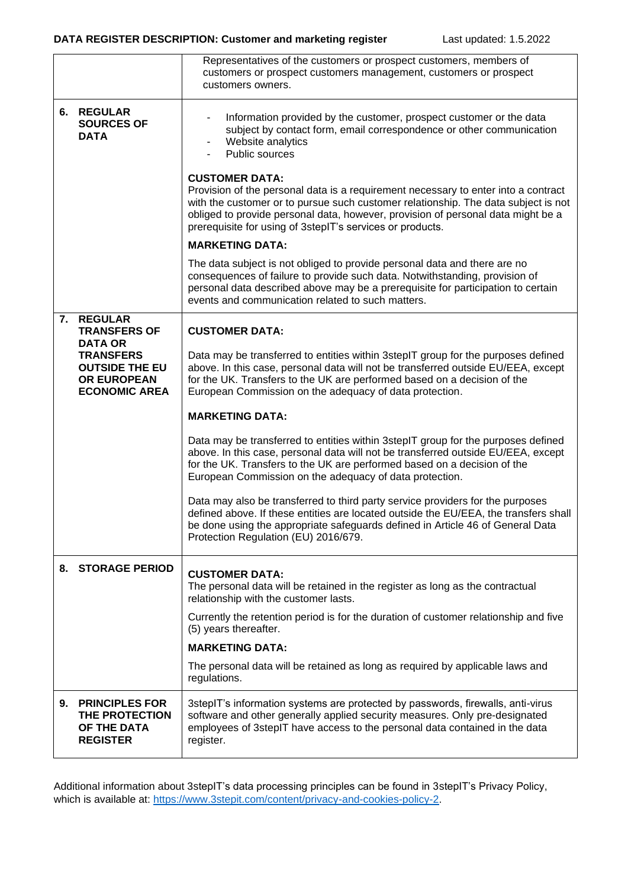| | |
|---|---|
| | Representatives of the customers or prospect customers, members of customers or prospect customers management, customers or prospect customers owners. |
| **6. REGULAR SOURCES OF DATA** | - Information provided by the customer, prospect customer or the data subject by contact form, email correspondence or other communication<br>- Website analytics<br>- Public sources<br><br>**CUSTOMER DATA:**<br>Provision of the personal data is a requirement necessary to enter into a contract with the customer or to pursue such customer relationship. The data subject is not obliged to provide personal data, however, provision of personal data might be a prerequisite for using of 3stepIT's services or products.<br><br>**MARKETING DATA:**<br><br>The data subject is not obliged to provide personal data and there are no consequences of failure to provide such data. Notwithstanding, provision of personal data described above may be a prerequisite for participation to certain events and communication related to such matters. |
| **7. REGULAR TRANSFERS OF DATA OR TRANSFERS OUTSIDE THE EU OR EUROPEAN ECONOMIC AREA** | **CUSTOMER DATA:**<br><br>Data may be transferred to entities within 3stepIT group for the purposes defined above. In this case, personal data will not be transferred outside EU/EEA, except for the UK. Transfers to the UK are performed based on a decision of the European Commission on the adequacy of data protection.<br><br>**MARKETING DATA:**<br><br>Data may be transferred to entities within 3stepIT group for the purposes defined above. In this case, personal data will not be transferred outside EU/EEA, except for the UK. Transfers to the UK are performed based on a decision of the European Commission on the adequacy of data protection.<br><br>Data may also be transferred to third party service providers for the purposes defined above. If these entities are located outside the EU/EEA, the transfers shall be done using the appropriate safeguards defined in Article 46 of General Data Protection Regulation (EU) 2016/679. |
| **8. STORAGE PERIOD** | **CUSTOMER DATA:**<br>The personal data will be retained in the register as long as the contractual relationship with the customer lasts.<br><br>Currently the retention period is for the duration of customer relationship and five (5) years thereafter.<br><br>**MARKETING DATA:**<br><br>The personal data will be retained as long as required by applicable laws and regulations. |
| **9. PRINCIPLES FOR THE PROTECTION OF THE DATA REGISTER** | 3stepIT's information systems are protected by passwords, firewalls, anti-virus software and other generally applied security measures. Only pre-designated employees of 3stepIT have access to the personal data contained in the data register. |

Additional information about 3stepIT's data processing principles can be found in 3stepIT's Privacy Policy, which is available at: https://www.3stepit.com/content/privacy-and-cookies-policy-2.